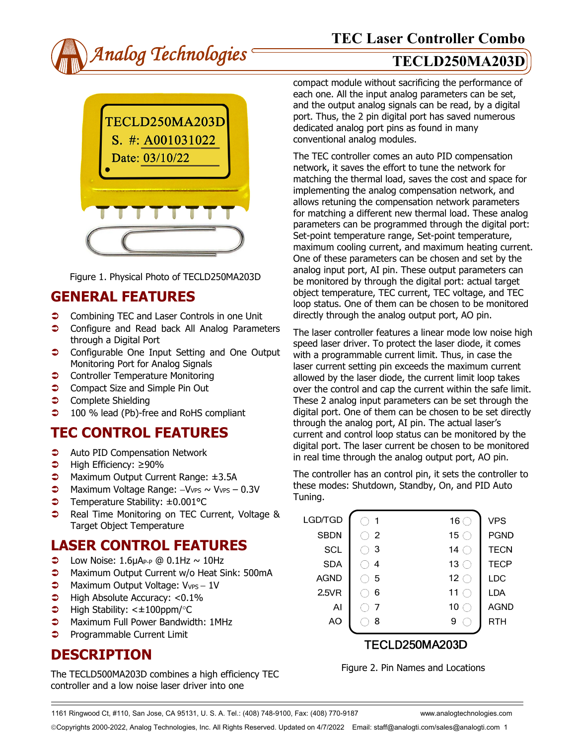# TEC Laser Controller Combo

## TECLD250MA203D

Figure 1. Physical Photo of TECLD250MA203D

## GENERAL FEATURES

- Combining TEC and Laser Controls in one Unit
- Configure and Read back All Analog Parameters through a Digital Port
- Configurable One Input Setting and One Output Monitoring Port for Analog Signals
- Controller Temperature Monitoring
- Compact Size and Simple Pin Out
- Complete Shielding
- 100 % lead (Pb)-free and RoHS compliant

## TEC CONTROL FEATURES

- Auto PID Compensation Network
- High Efficiency: ≥90%
- Maximum Output Current Range: ±3.5A
- Maximum Voltage Range: $-V_{VPS}$ ~ $V_{VPS}$ – 0.3V
- Temperature Stability: ±0.001°C
- Real Time Monitoring on TEC Current, Voltage & Target Object Temperature

## LASER CONTROL FEATURES

- Low Noise: 1.6μ$A_{P-P}$ @ 0.1Hz ~ 10Hz
- Maximum Output Current w/o Heat Sink: 500mA
- Maximum Output Voltage: $V_{VPS}$ – 1V
- High Absolute Accuracy: <0.1%
- High Stability: <±100ppm/°C
- Maximum Full Power Bandwidth: 1MHz
- Programmable Current Limit

## DESCRIPTION

The TECLD500MA203D combines a high efficiency TEC controller and a low noise laser driver into one compact module without sacrificing the performance of each one. All the input analog parameters can be set, and the output analog signals can be read, by a digital port. Thus, the 2 pin digital port has saved numerous dedicated analog port pins as found in many conventional analog modules.

The TEC controller comes an auto PID compensation network, it saves the effort to tune the network for matching the thermal load, saves the cost and space for implementing the analog compensation network, and allows retuning the compensation network parameters for matching a different new thermal load. These analog parameters can be programmed through the digital port: Set-point temperature range, Set-point temperature, maximum cooling current, and maximum heating current. One of these parameters can be chosen and set by the analog input port, AI pin. These output parameters can be monitored by through the digital port: actual target object temperature, TEC current, TEC voltage, and TEC loop status. One of them can be chosen to be monitored directly through the analog output port, AO pin.

The laser controller features a linear mode low noise high speed laser driver. To protect the laser diode, it comes with a programmable current limit. Thus, in case the laser current setting pin exceeds the maximum current allowed by the laser diode, the current limit loop takes over the control and cap the current within the safe limit. These 2 analog input parameters can be set through the digital port. One of them can be chosen to be set directly through the analog port, AI pin. The actual laser's current and control loop status can be monitored by the digital port. The laser current be chosen to be monitored in real time through the analog output port, AO pin.

The controller has an control pin, it sets the controller to these modes: Shutdown, Standby, On, and PID Auto Tuning.

| Name | Pin | Pin | Name |
|---|---|---|---|
| LGD/TGD | 1 | 16 | VPS |
| SBDN | 2 | 15 | PGND |
| SCL | 3 | 14 | TECN |
| SDA | 4 | 13 | TECP |
| AGND | 5 | 12 | LDC |
| 2.5VR | 6 | 11 | LDA |
| AI | 7 | 10 | AGND |
| AO | 8 | 9 | RTH |

TECLD250MA203D

Figure 2. Pin Names and Locations

1161 Ringwood Ct, #110, San Jose, CA 95131, U. S. A. Tel.: (408) 748-9100, Fax: (408) 770-9187 www.analogtechnologies.com

©Copyrights 2000-2022, Analog Technologies, Inc. All Rights Reserved. Updated on 4/7/2022 Email: staff@analogti.com/sales@analogti.com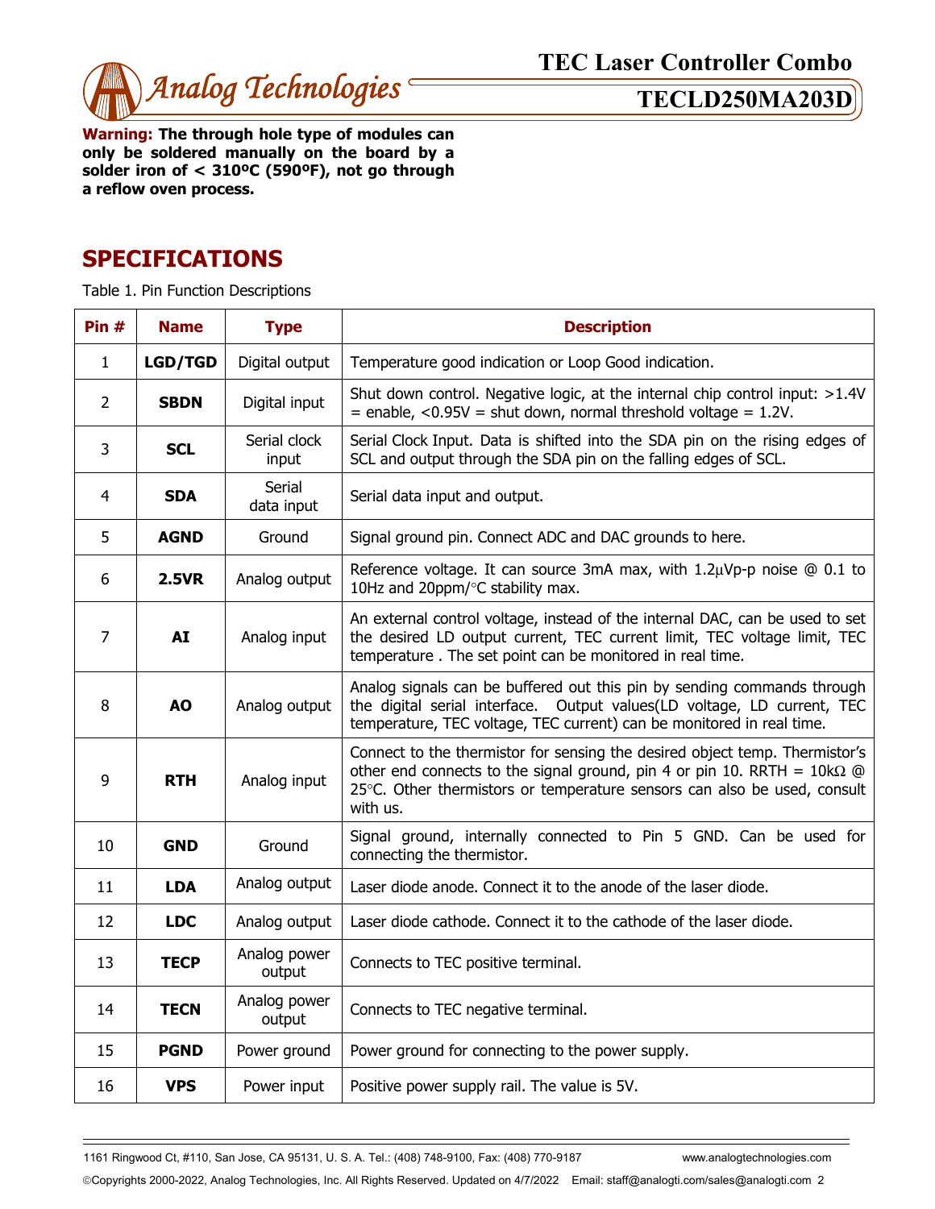**Warning: The through hole type of modules can only be soldered manually on the board by a solder iron of < 310ºC (590ºF), not go through a reflow oven process.**

# SPECIFICATIONS

Table 1. Pin Function Descriptions

| Pin # | Name | Type | Description |
|---|---|---|---|
| 1 | **LGD/TGD** | Digital output | Temperature good indication or Loop Good indication. |
| 2 | **SBDN** | Digital input | Shut down control. Negative logic, at the internal chip control input: >1.4V = enable, <0.95V = shut down, normal threshold voltage = 1.2V. |
| 3 | **SCL** | Serial clock input | Serial Clock Input. Data is shifted into the SDA pin on the rising edges of SCL and output through the SDA pin on the falling edges of SCL. |
| 4 | **SDA** | Serial data input | Serial data input and output. |
| 5 | **AGND** | Ground | Signal ground pin. Connect ADC and DAC grounds to here. |
| 6 | **2.5VR** | Analog output | Reference voltage. It can source 3mA max, with 1.2μVp-p noise @ 0.1 to 10Hz and 20ppm/°C stability max. |
| 7 | **AI** | Analog input | An external control voltage, instead of the internal DAC, can be used to set the desired LD output current, TEC current limit, TEC voltage limit, TEC temperature . The set point can be monitored in real time. |
| 8 | **AO** | Analog output | Analog signals can be buffered out this pin by sending commands through the digital serial interface. Output values(LD voltage, LD current, TEC temperature, TEC voltage, TEC current) can be monitored in real time. |
| 9 | **RTH** | Analog input | Connect to the thermistor for sensing the desired object temp. Thermistor's other end connects to the signal ground, pin 4 or pin 10. RRTH = 10kΩ @ 25°C. Other thermistors or temperature sensors can also be used, consult with us. |
| 10 | **GND** | Ground | Signal ground, internally connected to Pin 5 GND. Can be used for connecting the thermistor. |
| 11 | **LDA** | Analog output | Laser diode anode. Connect it to the anode of the laser diode. |
| 12 | **LDC** | Analog output | Laser diode cathode. Connect it to the cathode of the laser diode. |
| 13 | **TECP** | Analog power output | Connects to TEC positive terminal. |
| 14 | **TECN** | Analog power output | Connects to TEC negative terminal. |
| 15 | **PGND** | Power ground | Power ground for connecting to the power supply. |
| 16 | **VPS** | Power input | Positive power supply rail. The value is 5V. |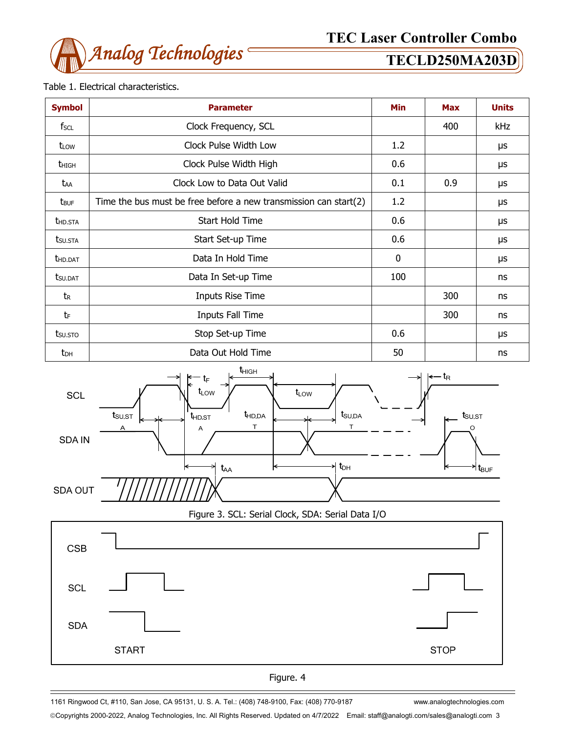Table 1. Electrical characteristics.

| Symbol | Parameter | Min | Max | Units |
|---|---|---|---|---|
| $f_{SCL}$ | Clock Frequency, SCL | | 400 | kHz |
| $t_{LOW}$ | Clock Pulse Width Low | 1.2 | | μs |
| $t_{HIGH}$ | Clock Pulse Width High | 0.6 | | μs |
| $t_{AA}$ | Clock Low to Data Out Valid | 0.1 | 0.9 | μs |
| $t_{BUF}$ | Time the bus must be free before a new transmission can start(2) | 1.2 | | μs |
| $t_{HD.STA}$ | Start Hold Time | 0.6 | | μs |
| $t_{SU.STA}$ | Start Set-up Time | 0.6 | | μs |
| $t_{HD.DAT}$ | Data In Hold Time | 0 | | μs |
| $t_{SU.DAT}$ | Data In Set-up Time | 100 | | ns |
| $t_R$ | Inputs Rise Time | | 300 | ns |
| $t_F$ | Inputs Fall Time | | 300 | ns |
| $t_{SU.STO}$ | Stop Set-up Time | 0.6 | | μs |
| $t_{DH}$ | Data Out Hold Time | 50 | | ns |

Figure 3. SCL: Serial Clock, SDA: Serial Data I/O

Figure. 4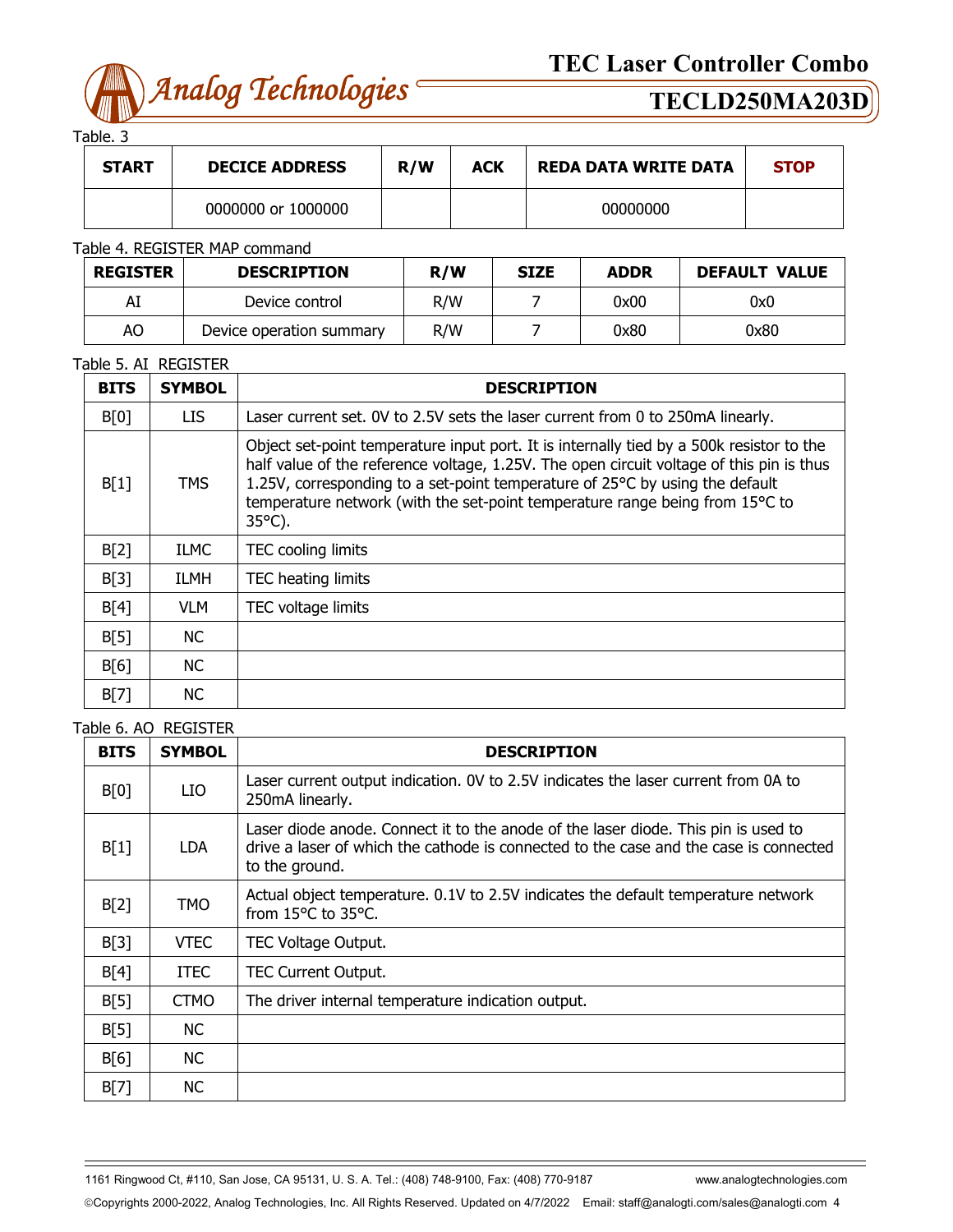Table. 3

| START | DECICE ADDRESS | R/W | ACK | REDA DATA WRITE DATA | STOP |
|---|---|---|---|---|---|
| | 0000000 or 1000000 | | | 00000000 | |

Table 4. REGISTER MAP command

| REGISTER | DESCRIPTION | R/W | SIZE | ADDR | DEFAULT VALUE |
|---|---|---|---|---|---|
| AI | Device control | R/W | 7 | 0x00 | 0x0 |
| AO | Device operation summary | R/W | 7 | 0x80 | 0x80 |

Table 5. AI REGISTER

| BITS | SYMBOL | DESCRIPTION |
|---|---|---|
| B[0] | LIS | Laser current set. 0V to 2.5V sets the laser current from 0 to 250mA linearly. |
| B[1] | TMS | Object set-point temperature input port. It is internally tied by a 500k resistor to the half value of the reference voltage, 1.25V. The open circuit voltage of this pin is thus 1.25V, corresponding to a set-point temperature of 25°C by using the default temperature network (with the set-point temperature range being from 15°C to 35°C). |
| B[2] | ILMC | TEC cooling limits |
| B[3] | ILMH | TEC heating limits |
| B[4] | VLM | TEC voltage limits |
| B[5] | NC | |
| B[6] | NC | |
| B[7] | NC | |

Table 6. AO REGISTER

| BITS | SYMBOL | DESCRIPTION |
|---|---|---|
| B[0] | LIO | Laser current output indication. 0V to 2.5V indicates the laser current from 0A to 250mA linearly. |
| B[1] | LDA | Laser diode anode. Connect it to the anode of the laser diode. This pin is used to drive a laser of which the cathode is connected to the case and the case is connected to the ground. |
| B[2] | TMO | Actual object temperature. 0.1V to 2.5V indicates the default temperature network from 15°C to 35°C. |
| B[3] | VTEC | TEC Voltage Output. |
| B[4] | ITEC | TEC Current Output. |
| B[5] | CTMO | The driver internal temperature indication output. |
| B[5] | NC | |
| B[6] | NC | |
| B[7] | NC | |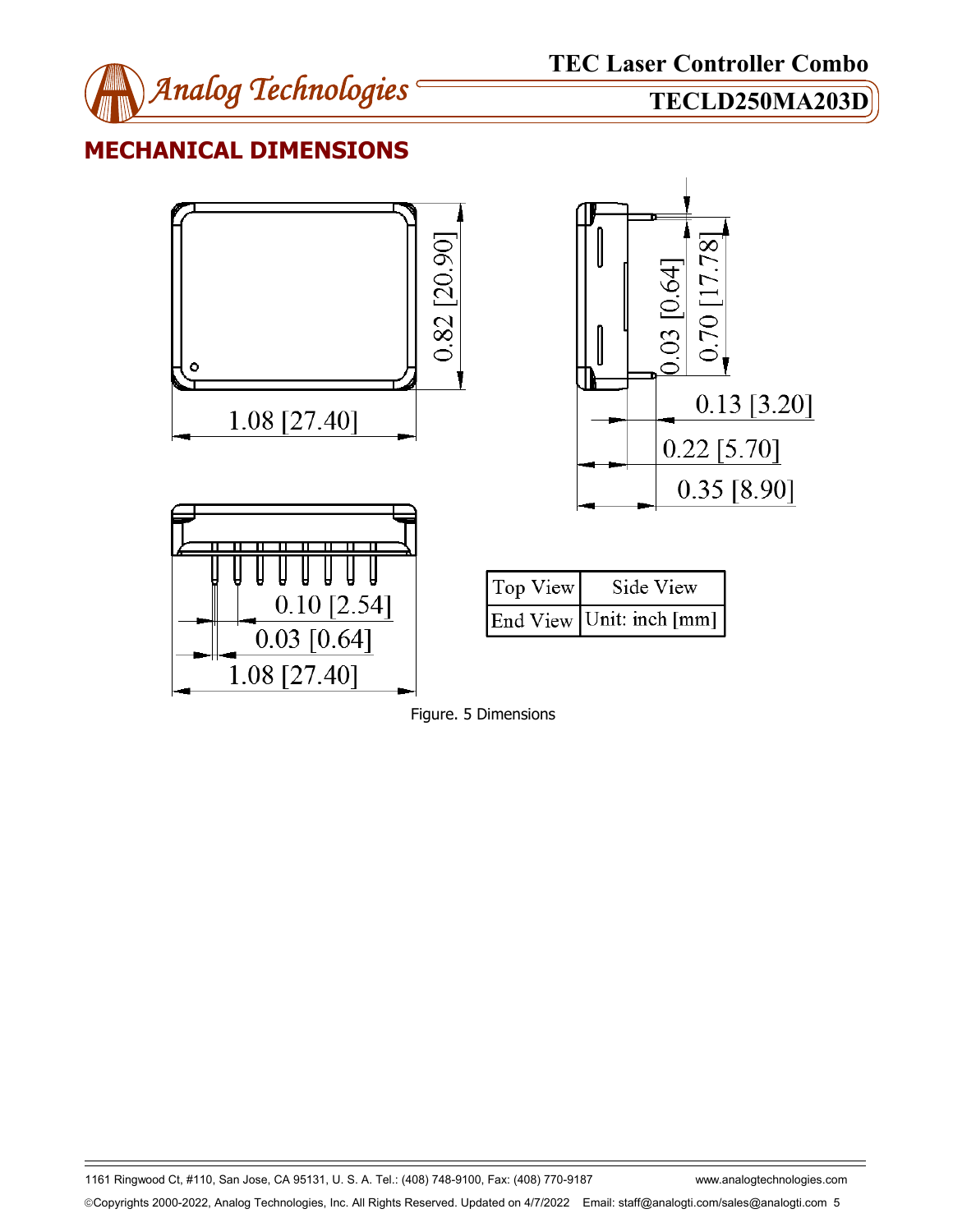## MECHANICAL DIMENSIONS

| Top View | Side View |
| --- | --- |
| End View | Unit: inch [mm] |

Figure. 5 Dimensions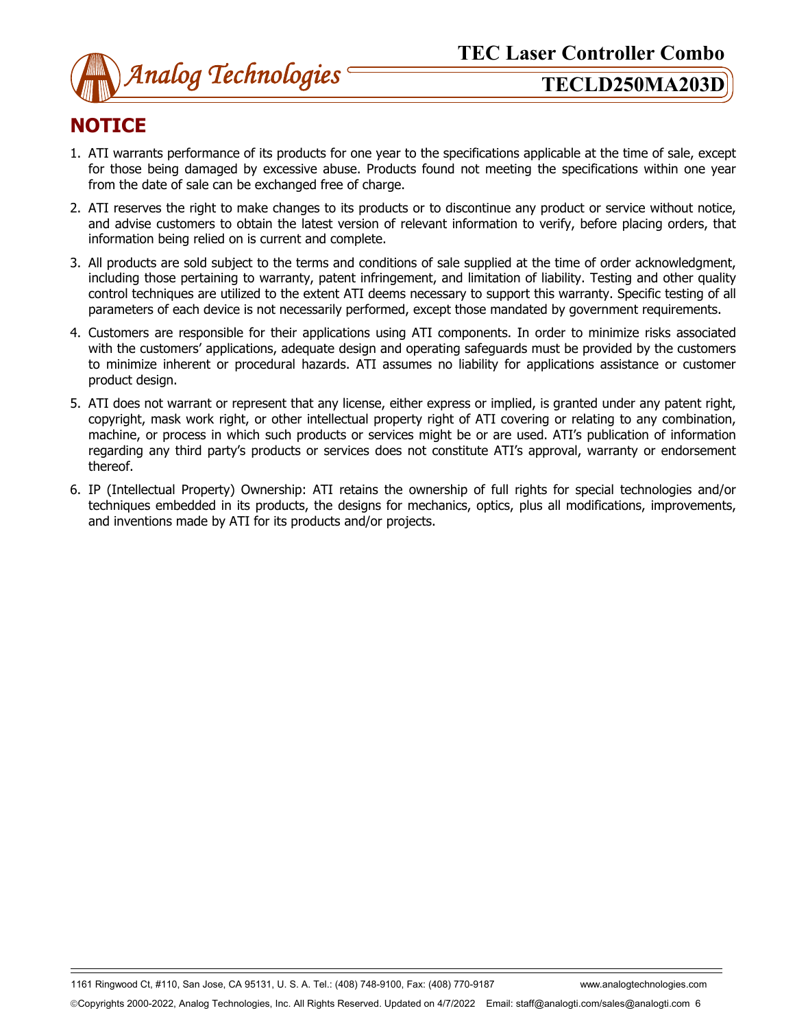## NOTICE

1. ATI warrants performance of its products for one year to the specifications applicable at the time of sale, except for those being damaged by excessive abuse. Products found not meeting the specifications within one year from the date of sale can be exchanged free of charge.
2. ATI reserves the right to make changes to its products or to discontinue any product or service without notice, and advise customers to obtain the latest version of relevant information to verify, before placing orders, that information being relied on is current and complete.
3. All products are sold subject to the terms and conditions of sale supplied at the time of order acknowledgment, including those pertaining to warranty, patent infringement, and limitation of liability. Testing and other quality control techniques are utilized to the extent ATI deems necessary to support this warranty. Specific testing of all parameters of each device is not necessarily performed, except those mandated by government requirements.
4. Customers are responsible for their applications using ATI components. In order to minimize risks associated with the customers' applications, adequate design and operating safeguards must be provided by the customers to minimize inherent or procedural hazards. ATI assumes no liability for applications assistance or customer product design.
5. ATI does not warrant or represent that any license, either express or implied, is granted under any patent right, copyright, mask work right, or other intellectual property right of ATI covering or relating to any combination, machine, or process in which such products or services might be or are used. ATI's publication of information regarding any third party's products or services does not constitute ATI's approval, warranty or endorsement thereof.
6. IP (Intellectual Property) Ownership: ATI retains the ownership of full rights for special technologies and/or techniques embedded in its products, the designs for mechanics, optics, plus all modifications, improvements, and inventions made by ATI for its products and/or projects.